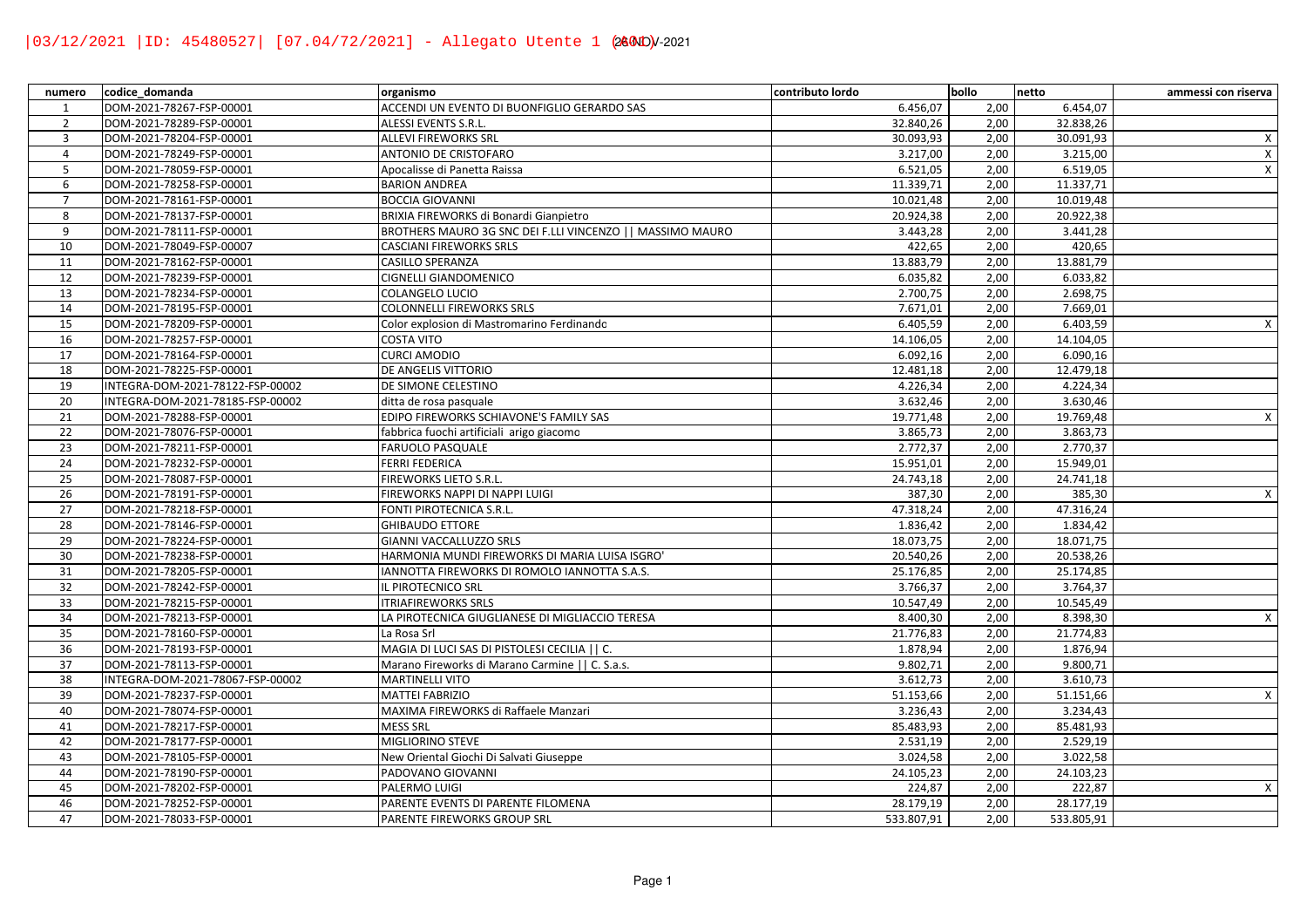| numero | codice_domanda | organismo | contributo lordo | bollo | netto | ammessi con riserva |
|---|---|---|---|---|---|---|
| 1 | DOM-2021-78267-FSP-00001 | ACCENDI UN EVENTO DI BUONFIGLIO GERARDO SAS | 6.456,07 | 2,00 | 6.454,07 | |
| 2 | DOM-2021-78289-FSP-00001 | ALESSI EVENTS S.R.L. | 32.840,26 | 2,00 | 32.838,26 | |
| 3 | DOM-2021-78204-FSP-00001 | ALLEVI FIREWORKS SRL | 30.093,93 | 2,00 | 30.091,93 | X |
| 4 | DOM-2021-78249-FSP-00001 | ANTONIO DE CRISTOFARO | 3.217,00 | 2,00 | 3.215,00 | X |
| 5 | DOM-2021-78059-FSP-00001 | Apocalisse di Panetta Raissa | 6.521,05 | 2,00 | 6.519,05 | X |
| 6 | DOM-2021-78258-FSP-00001 | BARION ANDREA | 11.339,71 | 2,00 | 11.337,71 | |
| 7 | DOM-2021-78161-FSP-00001 | BOCCIA GIOVANNI | 10.021,48 | 2,00 | 10.019,48 | |
| 8 | DOM-2021-78137-FSP-00001 | BRIXIA FIREWORKS di Bonardi Gianpietro | 20.924,38 | 2,00 | 20.922,38 | |
| 9 | DOM-2021-78111-FSP-00001 | BROTHERS MAURO 3G SNC DEI F.LLI VINCENZO \|\| MASSIMO MAURO | 3.443,28 | 2,00 | 3.441,28 | |
| 10 | DOM-2021-78049-FSP-00007 | CASCIANI FIREWORKS SRLS | 422,65 | 2,00 | 420,65 | |
| 11 | DOM-2021-78162-FSP-00001 | CASILLO SPERANZA | 13.883,79 | 2,00 | 13.881,79 | |
| 12 | DOM-2021-78239-FSP-00001 | CIGNELLI GIANDOMENICO | 6.035,82 | 2,00 | 6.033,82 | |
| 13 | DOM-2021-78234-FSP-00001 | COLANGELO LUCIO | 2.700,75 | 2,00 | 2.698,75 | |
| 14 | DOM-2021-78195-FSP-00001 | COLONNELLI FIREWORKS SRLS | 7.671,01 | 2,00 | 7.669,01 | |
| 15 | DOM-2021-78209-FSP-00001 | Color explosion di Mastromarino Ferdinando | 6.405,59 | 2,00 | 6.403,59 | X |
| 16 | DOM-2021-78257-FSP-00001 | COSTA VITO | 14.106,05 | 2,00 | 14.104,05 | |
| 17 | DOM-2021-78164-FSP-00001 | CURCI AMODIO | 6.092,16 | 2,00 | 6.090,16 | |
| 18 | DOM-2021-78225-FSP-00001 | DE ANGELIS VITTORIO | 12.481,18 | 2,00 | 12.479,18 | |
| 19 | INTEGRA-DOM-2021-78122-FSP-00002 | DE SIMONE CELESTINO | 4.226,34 | 2,00 | 4.224,34 | |
| 20 | INTEGRA-DOM-2021-78185-FSP-00002 | ditta de rosa pasquale | 3.632,46 | 2,00 | 3.630,46 | |
| 21 | DOM-2021-78288-FSP-00001 | EDIPO FIREWORKS SCHIAVONE'S FAMILY SAS | 19.771,48 | 2,00 | 19.769,48 | X |
| 22 | DOM-2021-78076-FSP-00001 | fabbrica fuochi artificiali arigo giacomo | 3.865,73 | 2,00 | 3.863,73 | |
| 23 | DOM-2021-78211-FSP-00001 | FARUOLO PASQUALE | 2.772,37 | 2,00 | 2.770,37 | |
| 24 | DOM-2021-78232-FSP-00001 | FERRI FEDERICA | 15.951,01 | 2,00 | 15.949,01 | |
| 25 | DOM-2021-78087-FSP-00001 | FIREWORKS LIETO S.R.L. | 24.743,18 | 2,00 | 24.741,18 | |
| 26 | DOM-2021-78191-FSP-00001 | FIREWORKS NAPPI DI NAPPI LUIGI | 387,30 | 2,00 | 385,30 | X |
| 27 | DOM-2021-78218-FSP-00001 | FONTI PIROTECNICA S.R.L. | 47.318,24 | 2,00 | 47.316,24 | |
| 28 | DOM-2021-78146-FSP-00001 | GHIBAUDO ETTORE | 1.836,42 | 2,00 | 1.834,42 | |
| 29 | DOM-2021-78224-FSP-00001 | GIANNI VACCALLUZZO SRLS | 18.073,75 | 2,00 | 18.071,75 | |
| 30 | DOM-2021-78238-FSP-00001 | HARMONIA MUNDI FIREWORKS DI MARIA LUISA ISGRO' | 20.540,26 | 2,00 | 20.538,26 | |
| 31 | DOM-2021-78205-FSP-00001 | IANNOTTA FIREWORKS DI ROMOLO IANNOTTA S.A.S. | 25.176,85 | 2,00 | 25.174,85 | |
| 32 | DOM-2021-78242-FSP-00001 | IL PIROTECNICO SRL | 3.766,37 | 2,00 | 3.764,37 | |
| 33 | DOM-2021-78215-FSP-00001 | ITRIAFIREWORKS SRLS | 10.547,49 | 2,00 | 10.545,49 | |
| 34 | DOM-2021-78213-FSP-00001 | LA PIROTECNICA GIUGLIANESE DI MIGLIACCIO TERESA | 8.400,30 | 2,00 | 8.398,30 | X |
| 35 | DOM-2021-78160-FSP-00001 | La Rosa Srl | 21.776,83 | 2,00 | 21.774,83 | |
| 36 | DOM-2021-78193-FSP-00001 | MAGIA DI LUCI SAS DI PISTOLESI CECILIA \|\| C. | 1.878,94 | 2,00 | 1.876,94 | |
| 37 | DOM-2021-78113-FSP-00001 | Marano Fireworks di Marano Carmine \|\| C. S.a.s. | 9.802,71 | 2,00 | 9.800,71 | |
| 38 | INTEGRA-DOM-2021-78067-FSP-00002 | MARTINELLI VITO | 3.612,73 | 2,00 | 3.610,73 | |
| 39 | DOM-2021-78237-FSP-00001 | MATTEI FABRIZIO | 51.153,66 | 2,00 | 51.151,66 | X |
| 40 | DOM-2021-78074-FSP-00001 | MAXIMA FIREWORKS di Raffaele Manzari | 3.236,43 | 2,00 | 3.234,43 | |
| 41 | DOM-2021-78217-FSP-00001 | MESS SRL | 85.483,93 | 2,00 | 85.481,93 | |
| 42 | DOM-2021-78177-FSP-00001 | MIGLIORINO STEVE | 2.531,19 | 2,00 | 2.529,19 | |
| 43 | DOM-2021-78105-FSP-00001 | New Oriental Giochi Di Salvati Giuseppe | 3.024,58 | 2,00 | 3.022,58 | |
| 44 | DOM-2021-78190-FSP-00001 | PADOVANO GIOVANNI | 24.105,23 | 2,00 | 24.103,23 | |
| 45 | DOM-2021-78202-FSP-00001 | PALERMO LUIGI | 224,87 | 2,00 | 222,87 | X |
| 46 | DOM-2021-78252-FSP-00001 | PARENTE EVENTS DI PARENTE FILOMENA | 28.179,19 | 2,00 | 28.177,19 | |
| 47 | DOM-2021-78033-FSP-00001 | PARENTE FIREWORKS GROUP SRL | 533.807,91 | 2,00 | 533.805,91 | |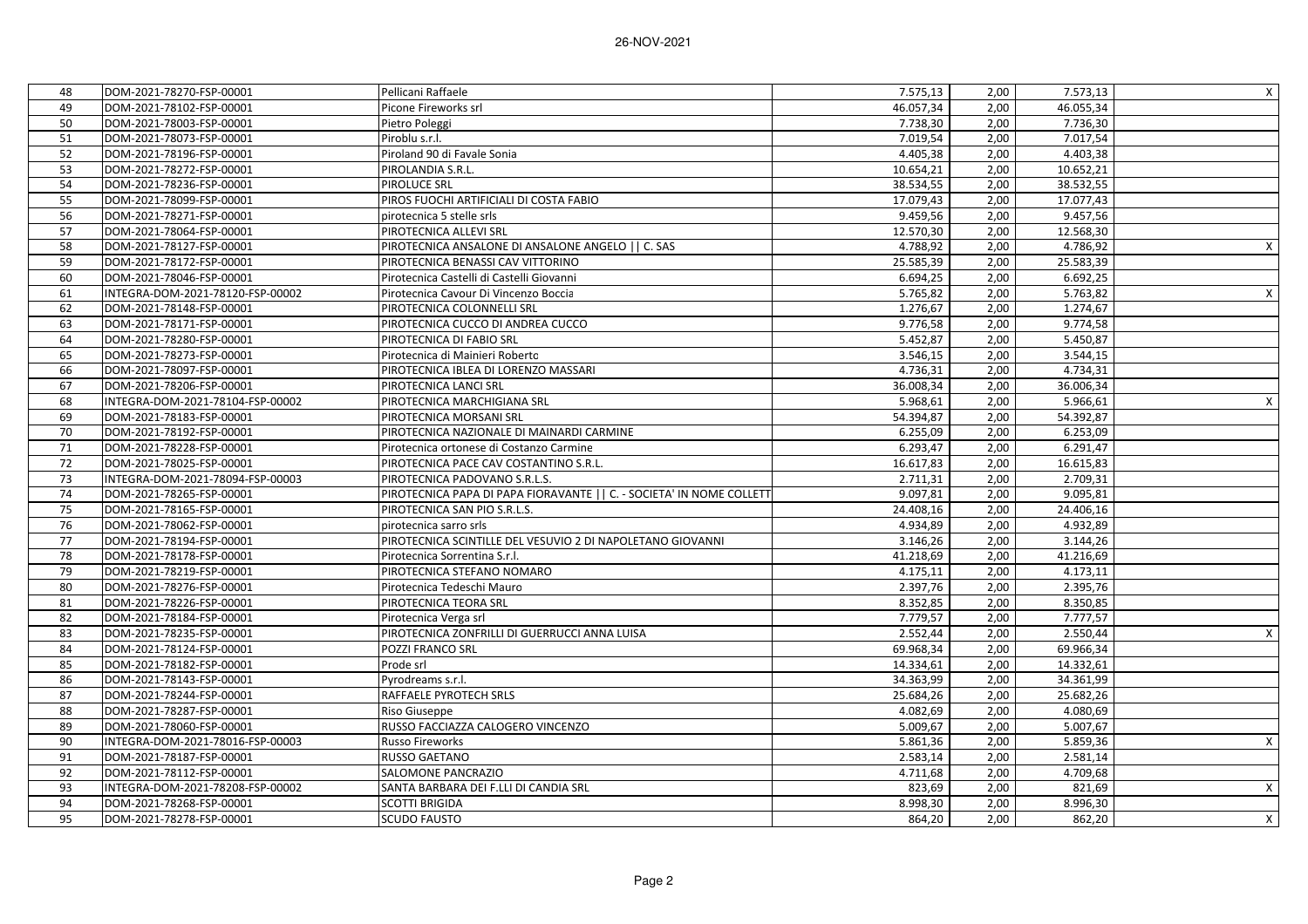| | | | | | | |
|---|---|---|---|---|---|---|
| 48 | DOM-2021-78270-FSP-00001 | Pellicani Raffaele | 7.575,13 | 2,00 | 7.573,13 | X |
| 49 | DOM-2021-78102-FSP-00001 | Picone Fireworks srl | 46.057,34 | 2,00 | 46.055,34 | |
| 50 | DOM-2021-78003-FSP-00001 | Pietro Poleggi | 7.738,30 | 2,00 | 7.736,30 | |
| 51 | DOM-2021-78073-FSP-00001 | Piroblu s.r.l. | 7.019,54 | 2,00 | 7.017,54 | |
| 52 | DOM-2021-78196-FSP-00001 | Piroland 90 di Favale Sonia | 4.405,38 | 2,00 | 4.403,38 | |
| 53 | DOM-2021-78272-FSP-00001 | PIROLANDIA S.R.L. | 10.654,21 | 2,00 | 10.652,21 | |
| 54 | DOM-2021-78236-FSP-00001 | PIROLUCE SRL | 38.534,55 | 2,00 | 38.532,55 | |
| 55 | DOM-2021-78099-FSP-00001 | PIROS FUOCHI ARTIFICIALI DI COSTA FABIO | 17.079,43 | 2,00 | 17.077,43 | |
| 56 | DOM-2021-78271-FSP-00001 | pirotecnica 5 stelle srls | 9.459,56 | 2,00 | 9.457,56 | |
| 57 | DOM-2021-78064-FSP-00001 | PIROTECNICA ALLEVI SRL | 12.570,30 | 2,00 | 12.568,30 | |
| 58 | DOM-2021-78127-FSP-00001 | PIROTECNICA ANSALONE DI ANSALONE ANGELO \|\| C. SAS | 4.788,92 | 2,00 | 4.786,92 | X |
| 59 | DOM-2021-78172-FSP-00001 | PIROTECNICA BENASSI CAV VITTORINO | 25.585,39 | 2,00 | 25.583,39 | |
| 60 | DOM-2021-78046-FSP-00001 | Pirotecnica Castelli di Castelli Giovanni | 6.694,25 | 2,00 | 6.692,25 | |
| 61 | INTEGRA-DOM-2021-78120-FSP-00002 | Pirotecnica Cavour Di Vincenzo Boccia | 5.765,82 | 2,00 | 5.763,82 | X |
| 62 | DOM-2021-78148-FSP-00001 | PIROTECNICA COLONNELLI SRL | 1.276,67 | 2,00 | 1.274,67 | |
| 63 | DOM-2021-78171-FSP-00001 | PIROTECNICA CUCCO DI ANDREA CUCCO | 9.776,58 | 2,00 | 9.774,58 | |
| 64 | DOM-2021-78280-FSP-00001 | PIROTECNICA DI FABIO SRL | 5.452,87 | 2,00 | 5.450,87 | |
| 65 | DOM-2021-78273-FSP-00001 | Pirotecnica di Mainieri Roberto | 3.546,15 | 2,00 | 3.544,15 | |
| 66 | DOM-2021-78097-FSP-00001 | PIROTECNICA IBLEA DI LORENZO MASSARI | 4.736,31 | 2,00 | 4.734,31 | |
| 67 | DOM-2021-78206-FSP-00001 | PIROTECNICA LANCI SRL | 36.008,34 | 2,00 | 36.006,34 | |
| 68 | INTEGRA-DOM-2021-78104-FSP-00002 | PIROTECNICA MARCHIGIANA SRL | 5.968,61 | 2,00 | 5.966,61 | X |
| 69 | DOM-2021-78183-FSP-00001 | PIROTECNICA MORSANI SRL | 54.394,87 | 2,00 | 54.392,87 | |
| 70 | DOM-2021-78192-FSP-00001 | PIROTECNICA NAZIONALE DI MAINARDI CARMINE | 6.255,09 | 2,00 | 6.253,09 | |
| 71 | DOM-2021-78228-FSP-00001 | Pirotecnica ortonese di Costanzo Carmine | 6.293,47 | 2,00 | 6.291,47 | |
| 72 | DOM-2021-78025-FSP-00001 | PIROTECNICA PACE CAV COSTANTINO S.R.L. | 16.617,83 | 2,00 | 16.615,83 | |
| 73 | INTEGRA-DOM-2021-78094-FSP-00003 | PIROTECNICA PADOVANO S.R.L.S. | 2.711,31 | 2,00 | 2.709,31 | |
| 74 | DOM-2021-78265-FSP-00001 | PIROTECNICA PAPA DI PAPA FIORAVANTE \|\| C. - SOCIETA' IN NOME COLLETT | 9.097,81 | 2,00 | 9.095,81 | |
| 75 | DOM-2021-78165-FSP-00001 | PIROTECNICA SAN PIO S.R.L.S. | 24.408,16 | 2,00 | 24.406,16 | |
| 76 | DOM-2021-78062-FSP-00001 | pirotecnica sarro srls | 4.934,89 | 2,00 | 4.932,89 | |
| 77 | DOM-2021-78194-FSP-00001 | PIROTECNICA SCINTILLE DEL VESUVIO 2 DI NAPOLETANO GIOVANNI | 3.146,26 | 2,00 | 3.144,26 | |
| 78 | DOM-2021-78178-FSP-00001 | Pirotecnica Sorrentina S.r.l. | 41.218,69 | 2,00 | 41.216,69 | |
| 79 | DOM-2021-78219-FSP-00001 | PIROTECNICA STEFANO NOMARO | 4.175,11 | 2,00 | 4.173,11 | |
| 80 | DOM-2021-78276-FSP-00001 | Pirotecnica Tedeschi Mauro | 2.397,76 | 2,00 | 2.395,76 | |
| 81 | DOM-2021-78226-FSP-00001 | PIROTECNICA TEORA SRL | 8.352,85 | 2,00 | 8.350,85 | |
| 82 | DOM-2021-78184-FSP-00001 | Pirotecnica Verga srl | 7.779,57 | 2,00 | 7.777,57 | |
| 83 | DOM-2021-78235-FSP-00001 | PIROTECNICA ZONFRILLI DI GUERRUCCI ANNA LUISA | 2.552,44 | 2,00 | 2.550,44 | X |
| 84 | DOM-2021-78124-FSP-00001 | POZZI FRANCO SRL | 69.968,34 | 2,00 | 69.966,34 | |
| 85 | DOM-2021-78182-FSP-00001 | Prode srl | 14.334,61 | 2,00 | 14.332,61 | |
| 86 | DOM-2021-78143-FSP-00001 | Pyrodreams s.r.l. | 34.363,99 | 2,00 | 34.361,99 | |
| 87 | DOM-2021-78244-FSP-00001 | RAFFAELE PYROTECH SRLS | 25.684,26 | 2,00 | 25.682,26 | |
| 88 | DOM-2021-78287-FSP-00001 | Riso Giuseppe | 4.082,69 | 2,00 | 4.080,69 | |
| 89 | DOM-2021-78060-FSP-00001 | RUSSO FACCIAZZA CALOGERO VINCENZO | 5.009,67 | 2,00 | 5.007,67 | |
| 90 | INTEGRA-DOM-2021-78016-FSP-00003 | Russo Fireworks | 5.861,36 | 2,00 | 5.859,36 | X |
| 91 | DOM-2021-78187-FSP-00001 | RUSSO GAETANO | 2.583,14 | 2,00 | 2.581,14 | |
| 92 | DOM-2021-78112-FSP-00001 | SALOMONE PANCRAZIO | 4.711,68 | 2,00 | 4.709,68 | |
| 93 | INTEGRA-DOM-2021-78208-FSP-00002 | SANTA BARBARA DEI F.LLI DI CANDIA SRL | 823,69 | 2,00 | 821,69 | X |
| 94 | DOM-2021-78268-FSP-00001 | SCOTTI BRIGIDA | 8.998,30 | 2,00 | 8.996,30 | |
| 95 | DOM-2021-78278-FSP-00001 | SCUDO FAUSTO | 864,20 | 2,00 | 862,20 | X |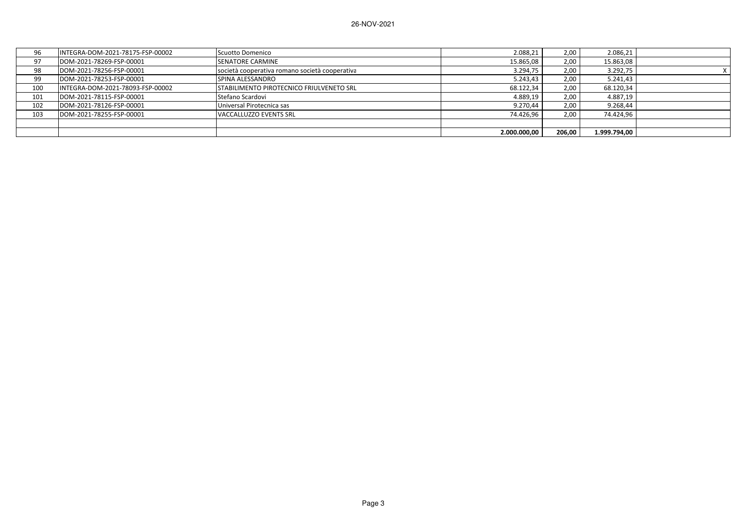| | | | | | | |
|---|---|---|---|---|---|---|
| 96 | INTEGRA-DOM-2021-78175-FSP-00002 | Scuotto Domenico | 2.088,21 | 2,00 | 2.086,21 | |
| 97 | DOM-2021-78269-FSP-00001 | SENATORE CARMINE | 15.865,08 | 2,00 | 15.863,08 | |
| 98 | DOM-2021-78256-FSP-00001 | società cooperativa romano società cooperativa | 3.294,75 | 2,00 | 3.292,75 | X |
| 99 | DOM-2021-78253-FSP-00001 | SPINA ALESSANDRO | 5.243,43 | 2,00 | 5.241,43 | |
| 100 | INTEGRA-DOM-2021-78093-FSP-00002 | STABILIMENTO PIROTECNICO FRIULVENETO SRL | 68.122,34 | 2,00 | 68.120,34 | |
| 101 | DOM-2021-78115-FSP-00001 | Stefano Scardovi | 4.889,19 | 2,00 | 4.887,19 | |
| 102 | DOM-2021-78126-FSP-00001 | Universal Pirotecnica sas | 9.270,44 | 2,00 | 9.268,44 | |
| 103 | DOM-2021-78255-FSP-00001 | VACCALLUZZO EVENTS SRL | 74.426,96 | 2,00 | 74.424,96 | |
| | | | | | | |
| | | | **2.000.000,00** | **206,00** | **1.999.794,00** | |